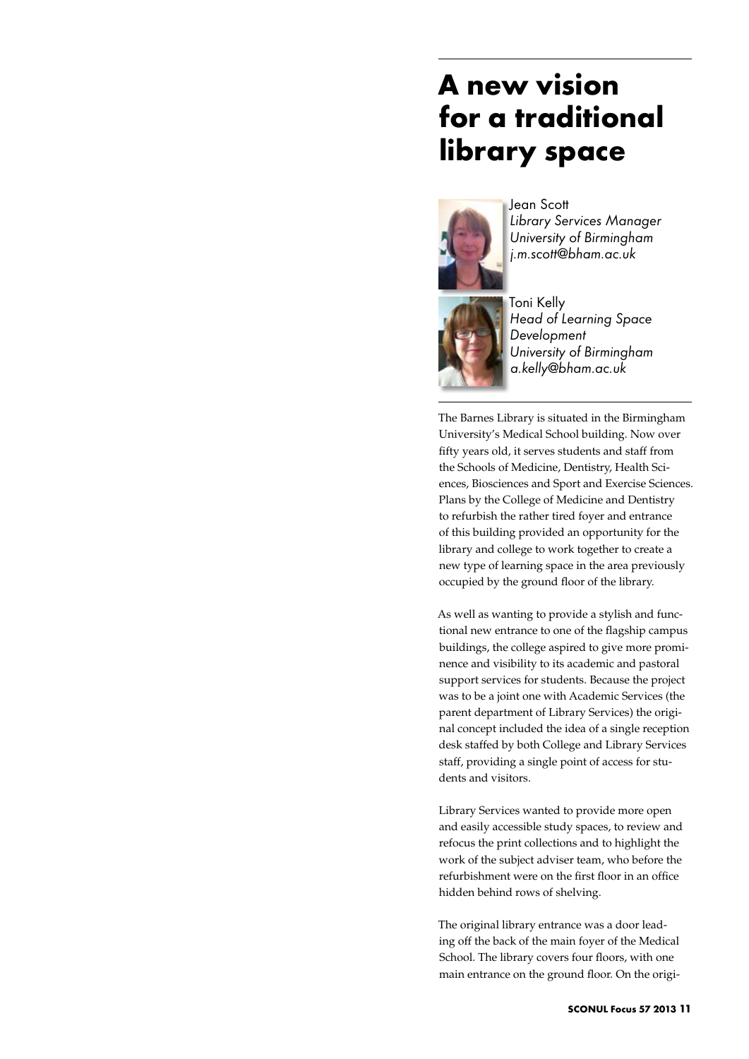# A new vision for a traditional library space

Jean Scott
*Library Services Manager*
*University of Birmingham*
*j.m.scott@bham.ac.uk*

Toni Kelly
*Head of Learning Space Development*
*University of Birmingham*
*a.kelly@bham.ac.uk*

The Barnes Library is situated in the Birmingham University's Medical School building. Now over fifty years old, it serves students and staff from the Schools of Medicine, Dentistry, Health Sciences, Biosciences and Sport and Exercise Sciences. Plans by the College of Medicine and Dentistry to refurbish the rather tired foyer and entrance of this building provided an opportunity for the library and college to work together to create a new type of learning space in the area previously occupied by the ground floor of the library.

As well as wanting to provide a stylish and functional new entrance to one of the flagship campus buildings, the college aspired to give more prominence and visibility to its academic and pastoral support services for students. Because the project was to be a joint one with Academic Services (the parent department of Library Services) the original concept included the idea of a single reception desk staffed by both College and Library Services staff, providing a single point of access for students and visitors.

Library Services wanted to provide more open and easily accessible study spaces, to review and refocus the print collections and to highlight the work of the subject adviser team, who before the refurbishment were on the first floor in an office hidden behind rows of shelving.

The original library entrance was a door leading off the back of the main foyer of the Medical School. The library covers four floors, with one main entrance on the ground floor. On the origi-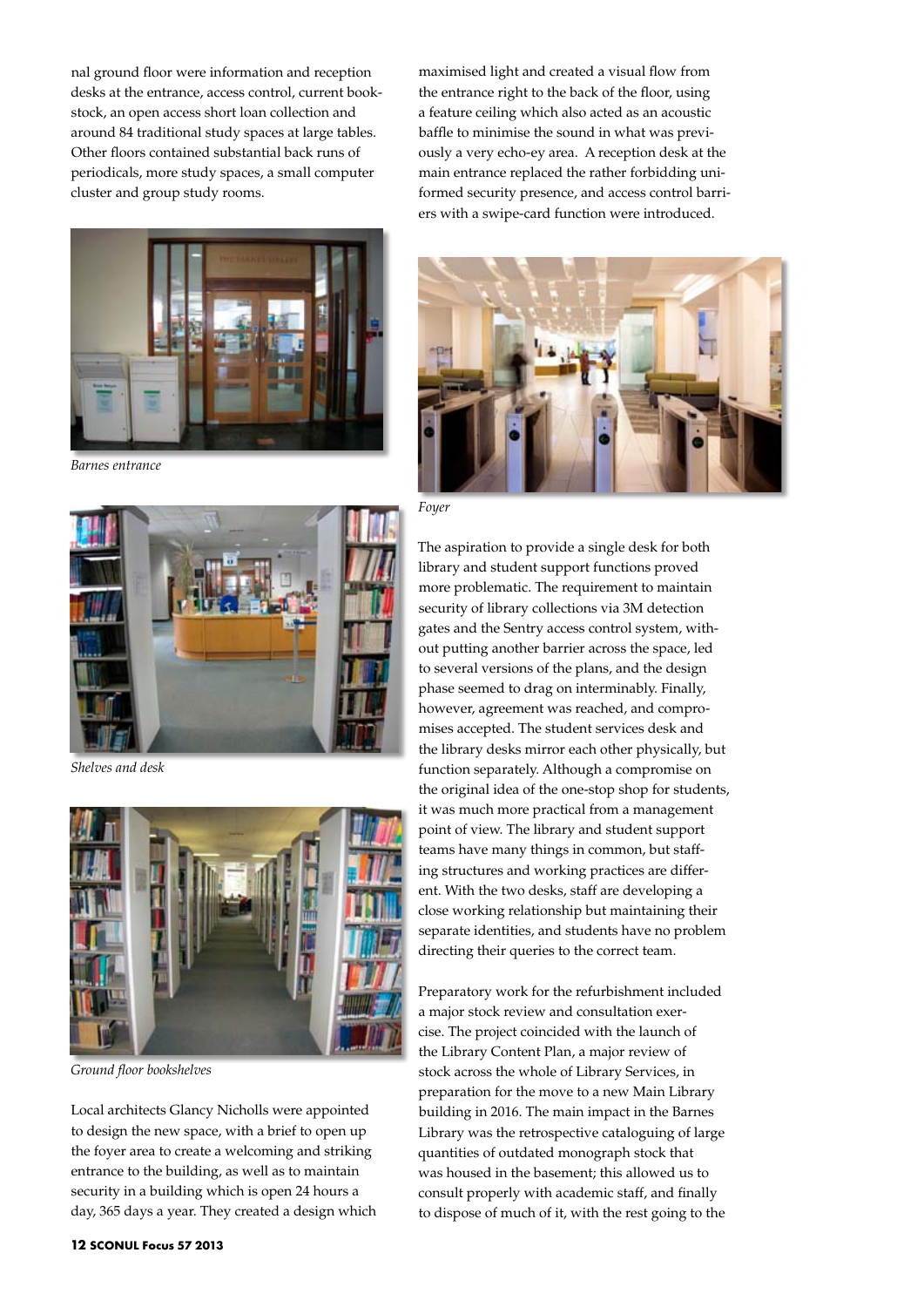nal ground floor were information and reception desks at the entrance, access control, current bookstock, an open access short loan collection and around 84 traditional study spaces at large tables. Other floors contained substantial back runs of periodicals, more study spaces, a small computer cluster and group study rooms.

*Barnes entrance*

*Shelves and desk*

*Ground floor bookshelves*

Local architects Glancy Nicholls were appointed to design the new space, with a brief to open up the foyer area to create a welcoming and striking entrance to the building, as well as to maintain security in a building which is open 24 hours a day, 365 days a year. They created a design which maximised light and created a visual flow from the entrance right to the back of the floor, using a feature ceiling which also acted as an acoustic baffle to minimise the sound in what was previously a very echo-ey area. A reception desk at the main entrance replaced the rather forbidding uniformed security presence, and access control barriers with a swipe-card function were introduced.

*Foyer*

The aspiration to provide a single desk for both library and student support functions proved more problematic. The requirement to maintain security of library collections via 3M detection gates and the Sentry access control system, without putting another barrier across the space, led to several versions of the plans, and the design phase seemed to drag on interminably. Finally, however, agreement was reached, and compromises accepted. The student services desk and the library desks mirror each other physically, but function separately. Although a compromise on the original idea of the one-stop shop for students, it was much more practical from a management point of view. The library and student support teams have many things in common, but staffing structures and working practices are different. With the two desks, staff are developing a close working relationship but maintaining their separate identities, and students have no problem directing their queries to the correct team.

Preparatory work for the refurbishment included a major stock review and consultation exercise. The project coincided with the launch of the Library Content Plan, a major review of stock across the whole of Library Services, in preparation for the move to a new Main Library building in 2016. The main impact in the Barnes Library was the retrospective cataloguing of large quantities of outdated monograph stock that was housed in the basement; this allowed us to consult properly with academic staff, and finally to dispose of much of it, with the rest going to the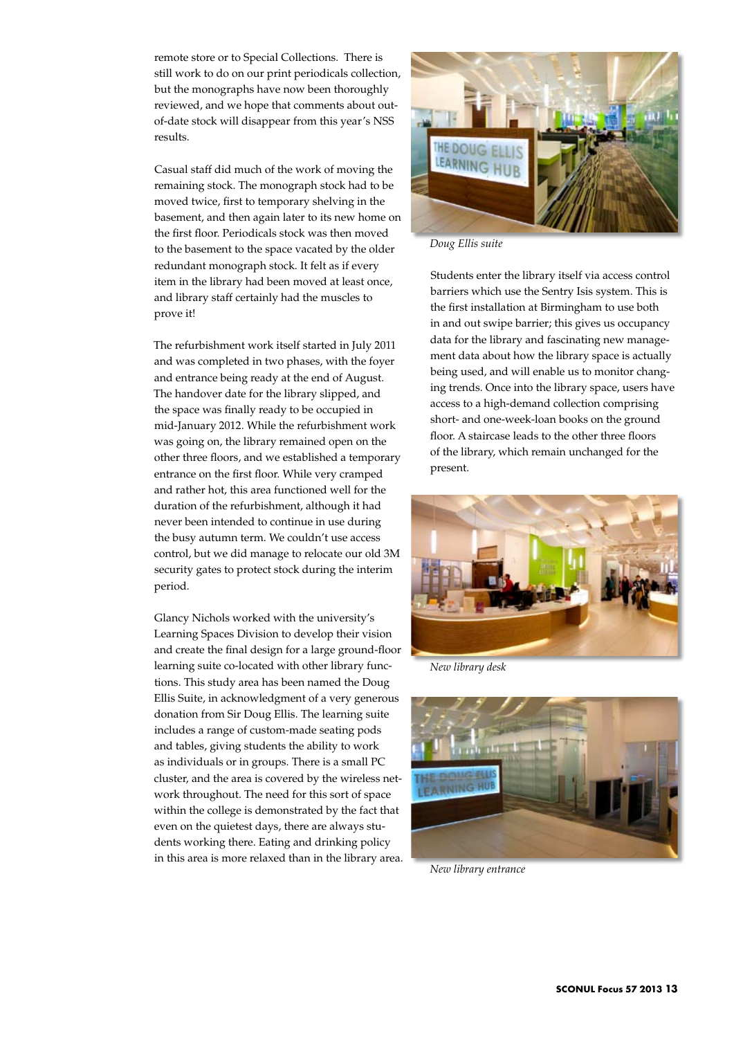remote store or to Special Collections. There is still work to do on our print periodicals collection, but the monographs have now been thoroughly reviewed, and we hope that comments about out-of-date stock will disappear from this year's NSS results.

Casual staff did much of the work of moving the remaining stock. The monograph stock had to be moved twice, first to temporary shelving in the basement, and then again later to its new home on the first floor. Periodicals stock was then moved to the basement to the space vacated by the older redundant monograph stock. It felt as if every item in the library had been moved at least once, and library staff certainly had the muscles to prove it!

The refurbishment work itself started in July 2011 and was completed in two phases, with the foyer and entrance being ready at the end of August. The handover date for the library slipped, and the space was finally ready to be occupied in mid-January 2012. While the refurbishment work was going on, the library remained open on the other three floors, and we established a temporary entrance on the first floor. While very cramped and rather hot, this area functioned well for the duration of the refurbishment, although it had never been intended to continue in use during the busy autumn term. We couldn't use access control, but we did manage to relocate our old 3M security gates to protect stock during the interim period.

Glancy Nichols worked with the university's Learning Spaces Division to develop their vision and create the final design for a large ground-floor learning suite co-located with other library functions. This study area has been named the Doug Ellis Suite, in acknowledgment of a very generous donation from Sir Doug Ellis. The learning suite includes a range of custom-made seating pods and tables, giving students the ability to work as individuals or in groups. There is a small PC cluster, and the area is covered by the wireless network throughout. The need for this sort of space within the college is demonstrated by the fact that even on the quietest days, there are always students working there. Eating and drinking policy in this area is more relaxed than in the library area.

*Doug Ellis suite*

Students enter the library itself via access control barriers which use the Sentry Isis system. This is the first installation at Birmingham to use both in and out swipe barrier; this gives us occupancy data for the library and fascinating new management data about how the library space is actually being used, and will enable us to monitor changing trends. Once into the library space, users have access to a high-demand collection comprising short- and one-week-loan books on the ground floor. A staircase leads to the other three floors of the library, which remain unchanged for the present.

*New library desk*

*New library entrance*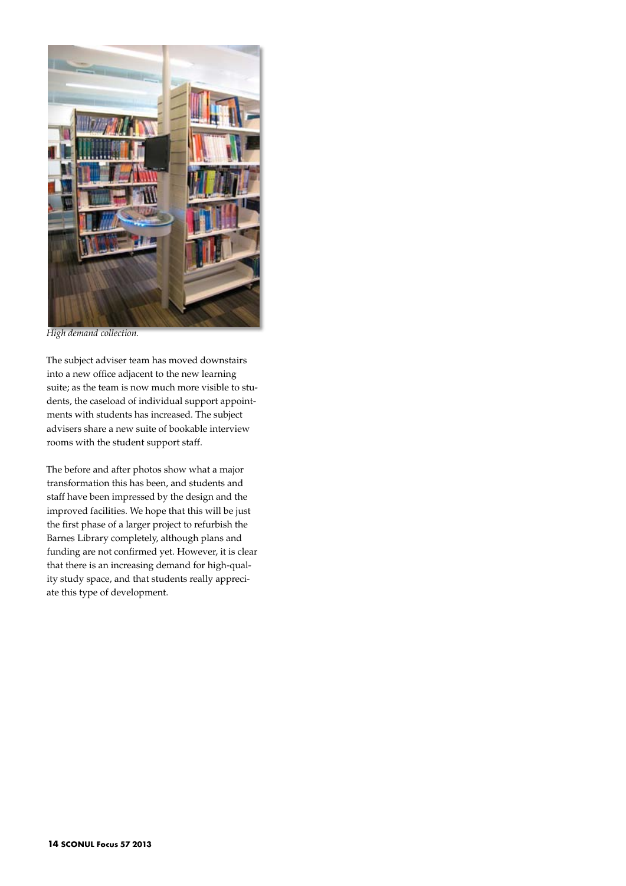*High demand collection.*

The subject adviser team has moved downstairs into a new office adjacent to the new learning suite; as the team is now much more visible to students, the caseload of individual support appointments with students has increased. The subject advisers share a new suite of bookable interview rooms with the student support staff.

The before and after photos show what a major transformation this has been, and students and staff have been impressed by the design and the improved facilities. We hope that this will be just the first phase of a larger project to refurbish the Barnes Library completely, although plans and funding are not confirmed yet. However, it is clear that there is an increasing demand for high-quality study space, and that students really appreciate this type of development.